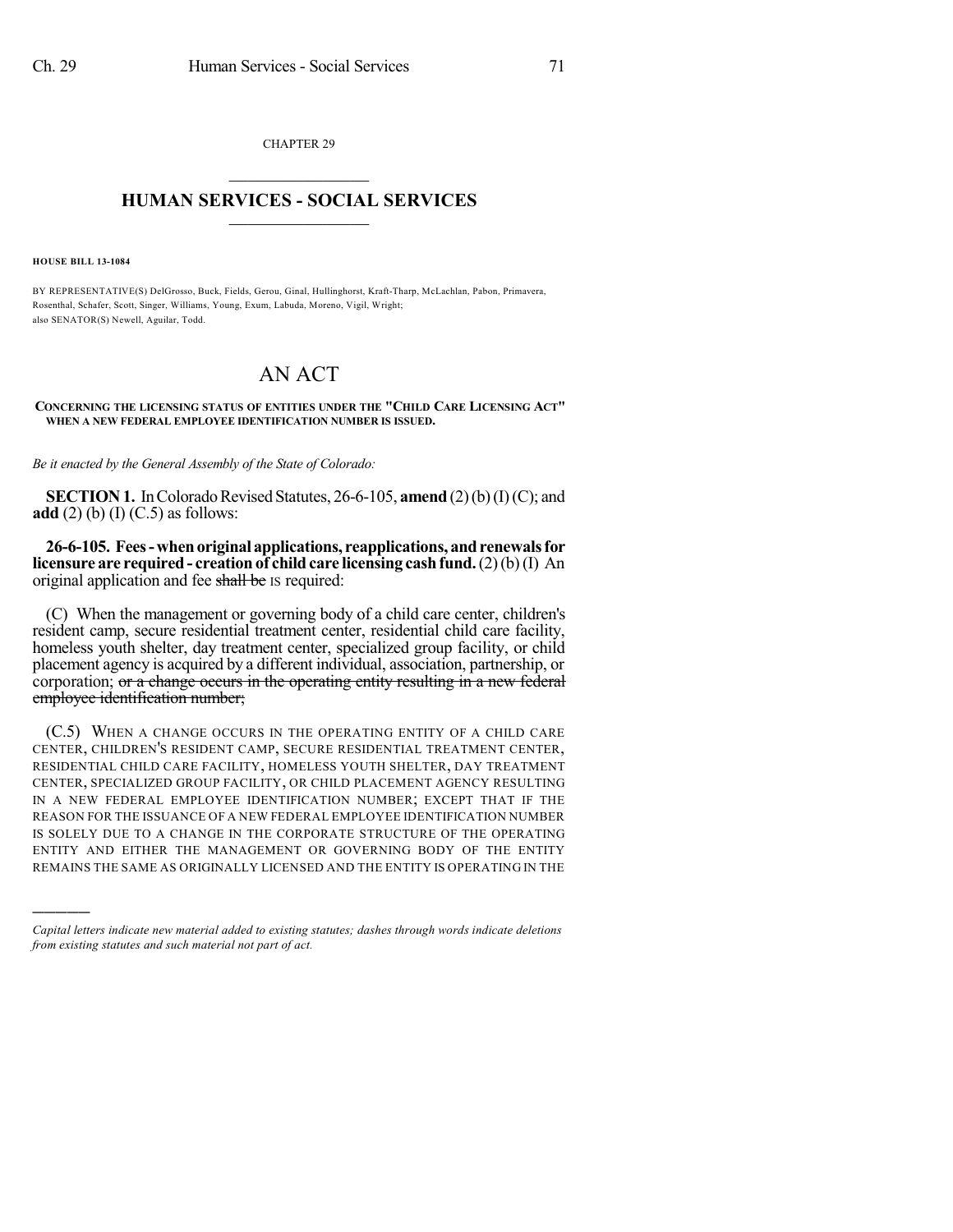CHAPTER 29

## HUMAN SERVICES - SOCIAL SERVICES

**HOUSE BILL 13-1084**

BY REPRESENTATIVE(S) DelGrosso, Buck, Fields, Gerou, Ginal, Hullinghorst, Kraft-Tharp, McLachlan, Pabon, Primavera, Rosenthal, Schafer, Scott, Singer, Williams, Young, Exum, Labuda, Moreno, Vigil, Wright; also SENATOR(S) Newell, Aguilar, Todd.

# AN ACT

**CONCERNING THE LICENSING STATUS OF ENTITIES UNDER THE "CHILD CARE LICENSING ACT" WHEN A NEW FEDERAL EMPLOYEE IDENTIFICATION NUMBER IS ISSUED.**

*Be it enacted by the General Assembly of the State of Colorado:*

**SECTION 1.** In Colorado Revised Statutes, 26-6-105, **amend** (2) (b) (I) (C); and **add** (2) (b) (I) (C.5) as follows:

**26-6-105. Fees - when original applications, reapplications, and renewals for licensure are required - creation of child care licensing cash fund.** (2) (b) (I) An original application and fee ~~shall be~~ IS required:

(C) When the management or governing body of a child care center, children's resident camp, secure residential treatment center, residential child care facility, homeless youth shelter, day treatment center, specialized group facility, or child placement agency is acquired by a different individual, association, partnership, or corporation; ~~or a change occurs in the operating entity resulting in a new federal employee identification number;~~

(C.5) WHEN A CHANGE OCCURS IN THE OPERATING ENTITY OF A CHILD CARE CENTER, CHILDREN'S RESIDENT CAMP, SECURE RESIDENTIAL TREATMENT CENTER, RESIDENTIAL CHILD CARE FACILITY, HOMELESS YOUTH SHELTER, DAY TREATMENT CENTER, SPECIALIZED GROUP FACILITY, OR CHILD PLACEMENT AGENCY RESULTING IN A NEW FEDERAL EMPLOYEE IDENTIFICATION NUMBER; EXCEPT THAT IF THE REASON FOR THE ISSUANCE OF A NEW FEDERAL EMPLOYEE IDENTIFICATION NUMBER IS SOLELY DUE TO A CHANGE IN THE CORPORATE STRUCTURE OF THE OPERATING ENTITY AND EITHER THE MANAGEMENT OR GOVERNING BODY OF THE ENTITY REMAINS THE SAME AS ORIGINALLY LICENSED AND THE ENTITY IS OPERATING IN THE

---

*Capital letters indicate new material added to existing statutes; dashes through words indicate deletions from existing statutes and such material not part of act.*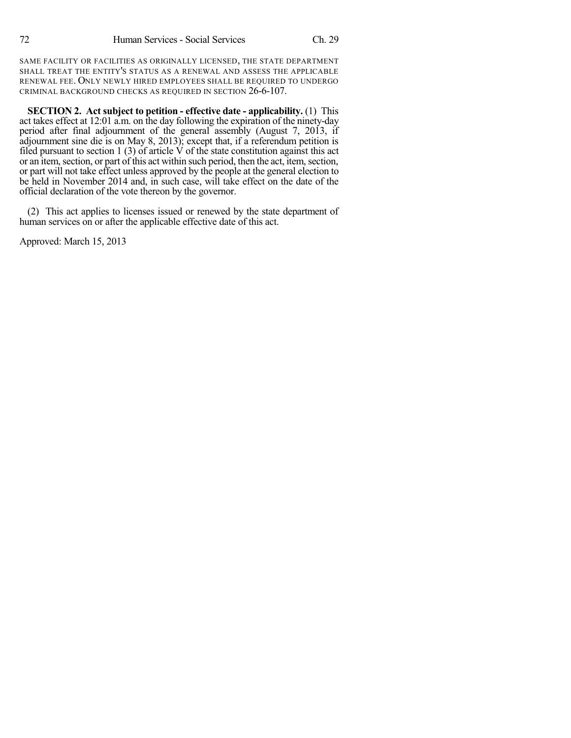SAME FACILITY OR FACILITIES AS ORIGINALLY LICENSED, THE STATE DEPARTMENT SHALL TREAT THE ENTITY'S STATUS AS A RENEWAL AND ASSESS THE APPLICABLE RENEWAL FEE. ONLY NEWLY HIRED EMPLOYEES SHALL BE REQUIRED TO UNDERGO CRIMINAL BACKGROUND CHECKS AS REQUIRED IN SECTION 26-6-107.

**SECTION 2. Act subject to petition - effective date - applicability.** (1) This act takes effect at 12:01 a.m. on the day following the expiration of the ninety-day period after final adjournment of the general assembly (August 7, 2013, if adjournment sine die is on May 8, 2013); except that, if a referendum petition is filed pursuant to section 1 (3) of article V of the state constitution against this act or an item, section, or part of this act within such period, then the act, item, section, or part will not take effect unless approved by the people at the general election to be held in November 2014 and, in such case, will take effect on the date of the official declaration of the vote thereon by the governor.

(2) This act applies to licenses issued or renewed by the state department of human services on or after the applicable effective date of this act.

Approved: March 15, 2013